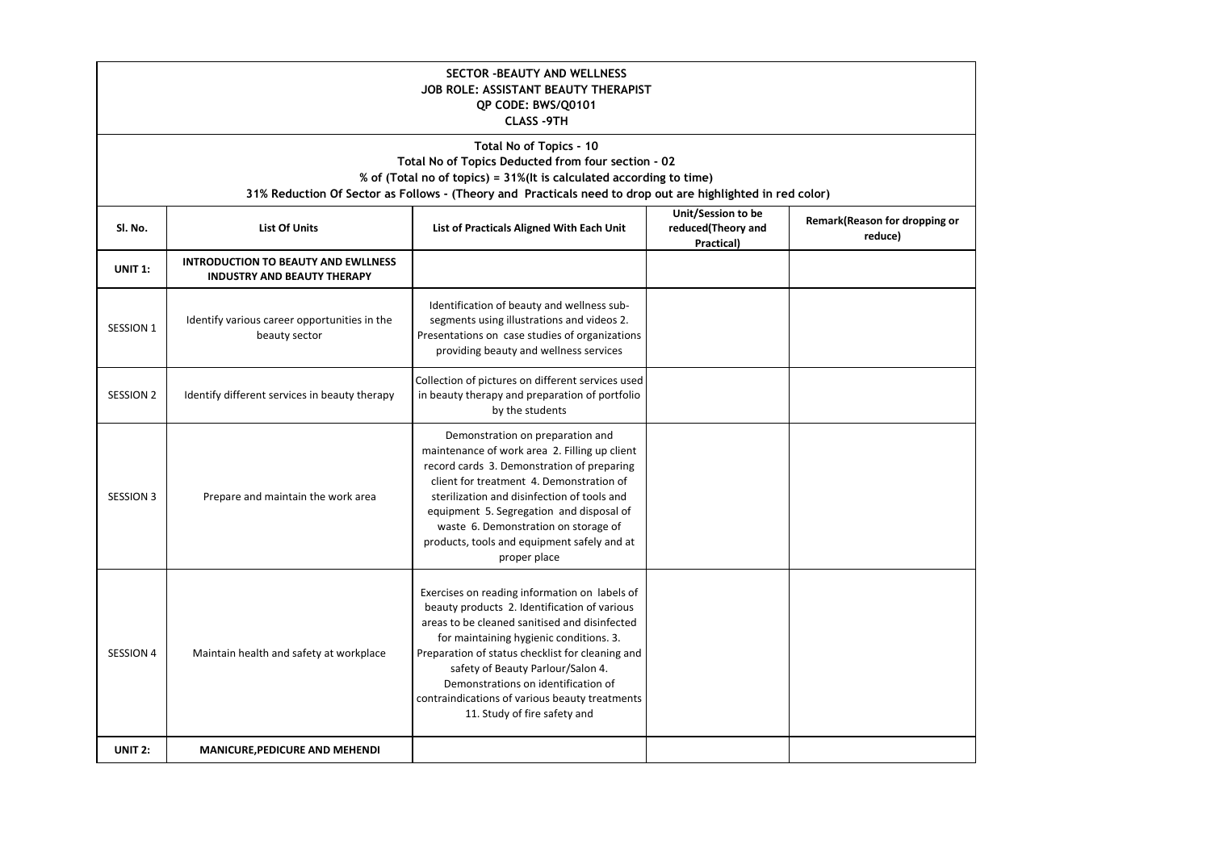**SECTOR -BEAUTY AND WELLNESS**
**JOB ROLE: ASSISTANT BEAUTY THERAPIST**
**QP CODE: BWS/Q0101**
**CLASS -9TH**

**Total No of Topics - 10**
**Total No of Topics Deducted from four section - 02**
**% of (Total no of topics) = 31%(It is calculated according to time)**
**31% Reduction Of Sector as Follows - (Theory and Practicals need to drop out are highlighted in red color)**

| Sl. No. | List Of Units | List of Practicals Aligned With Each Unit | Unit/Session to be reduced(Theory and Practical) | Remark(Reason for dropping or reduce) |
|---|---|---|---|---|
| **UNIT 1:** | **INTRODUCTION TO BEAUTY AND EWLLNESS INDUSTRY AND BEAUTY THERAPY** | | | |
| SESSION 1 | Identify various career opportunities in the beauty sector | Identification of beauty and wellness sub-segments using illustrations and videos 2. Presentations on case studies of organizations providing beauty and wellness services | | |
| SESSION 2 | Identify different services in beauty therapy | Collection of pictures on different services used in beauty therapy and preparation of portfolio by the students | | |
| SESSION 3 | Prepare and maintain the work area | Demonstration on preparation and maintenance of work area 2. Filling up client record cards 3. Demonstration of preparing client for treatment 4. Demonstration of sterilization and disinfection of tools and equipment 5. Segregation and disposal of waste 6. Demonstration on storage of products, tools and equipment safely and at proper place | | |
| SESSION 4 | Maintain health and safety at workplace | Exercises on reading information on labels of beauty products 2. Identification of various areas to be cleaned sanitised and disinfected for maintaining hygienic conditions. 3. Preparation of status checklist for cleaning and safety of Beauty Parlour/Salon 4. Demonstrations on identification of contraindications of various beauty treatments 11. Study of fire safety and | | |
| **UNIT 2:** | **MANICURE,PEDICURE AND MEHENDI** | | | |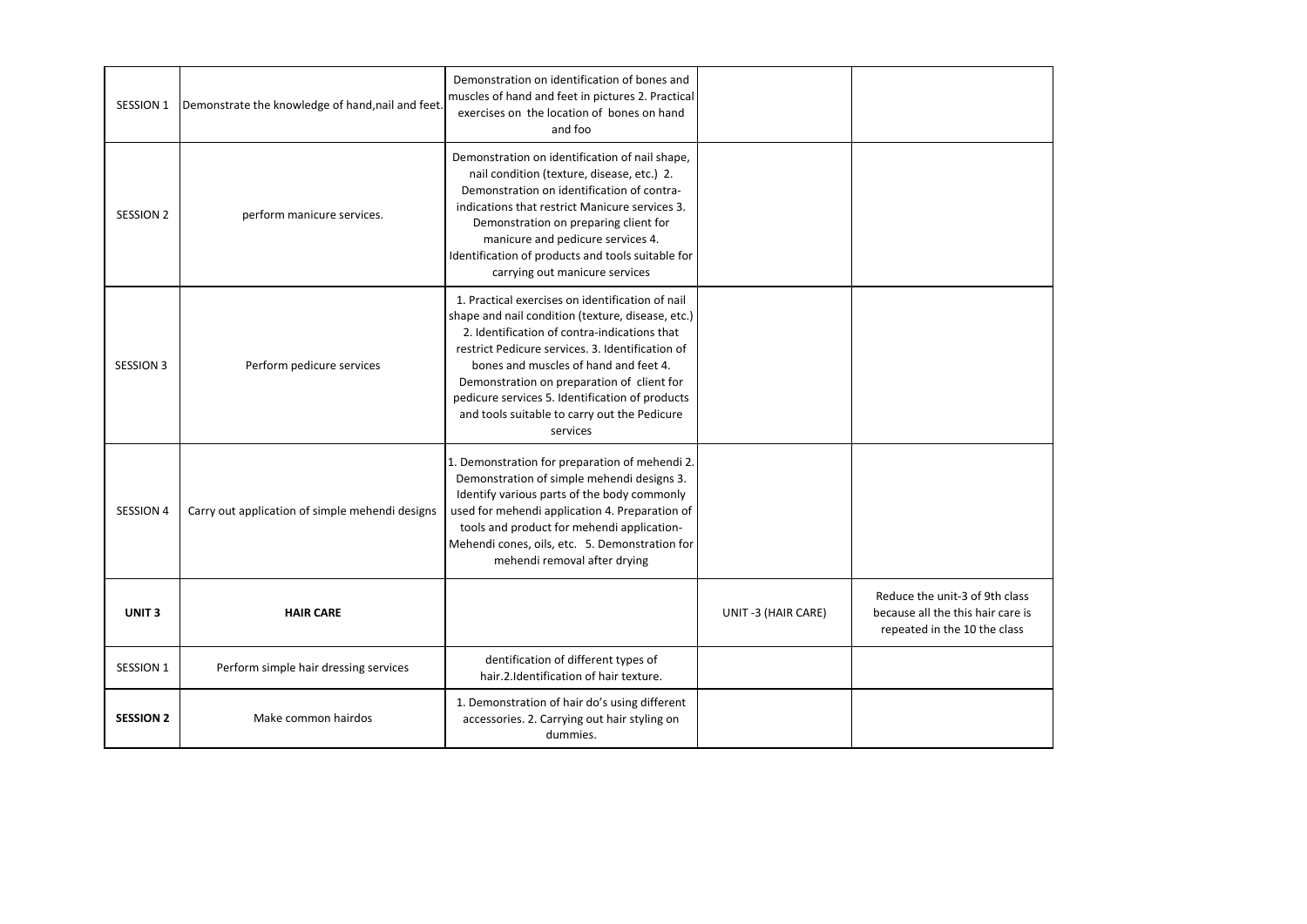| | | | | |
|---|---|---|---|---|
| SESSION 1 | Demonstrate the knowledge of hand,nail and feet. | Demonstration on identification of bones and muscles of hand and feet in pictures 2. Practical exercises on the location of bones on hand and foo | | |
| SESSION 2 | perform manicure services. | Demonstration on identification of nail shape, nail condition (texture, disease, etc.) 2. Demonstration on identification of contra-indications that restrict Manicure services 3. Demonstration on preparing client for manicure and pedicure services 4. Identification of products and tools suitable for carrying out manicure services | | |
| SESSION 3 | Perform pedicure services | 1. Practical exercises on identification of nail shape and nail condition (texture, disease, etc.) 2. Identification of contra-indications that restrict Pedicure services. 3. Identification of bones and muscles of hand and feet 4. Demonstration on preparation of client for pedicure services 5. Identification of products and tools suitable to carry out the Pedicure services | | |
| SESSION 4 | Carry out application of simple mehendi designs | 1. Demonstration for preparation of mehendi 2. Demonstration of simple mehendi designs 3. Identify various parts of the body commonly used for mehendi application 4. Preparation of tools and product for mehendi application- Mehendi cones, oils, etc. 5. Demonstration for mehendi removal after drying | | |
| **UNIT 3** | **HAIR CARE** | | UNIT -3 (HAIR CARE) | Reduce the unit-3 of 9th class because all the this hair care is repeated in the 10 the class |
| SESSION 1 | Perform simple hair dressing services | dentification of different types of hair.2.Identification of hair texture. | | |
| **SESSION 2** | Make common hairdos | 1. Demonstration of hair do's using different accessories. 2. Carrying out hair styling on dummies. | | |